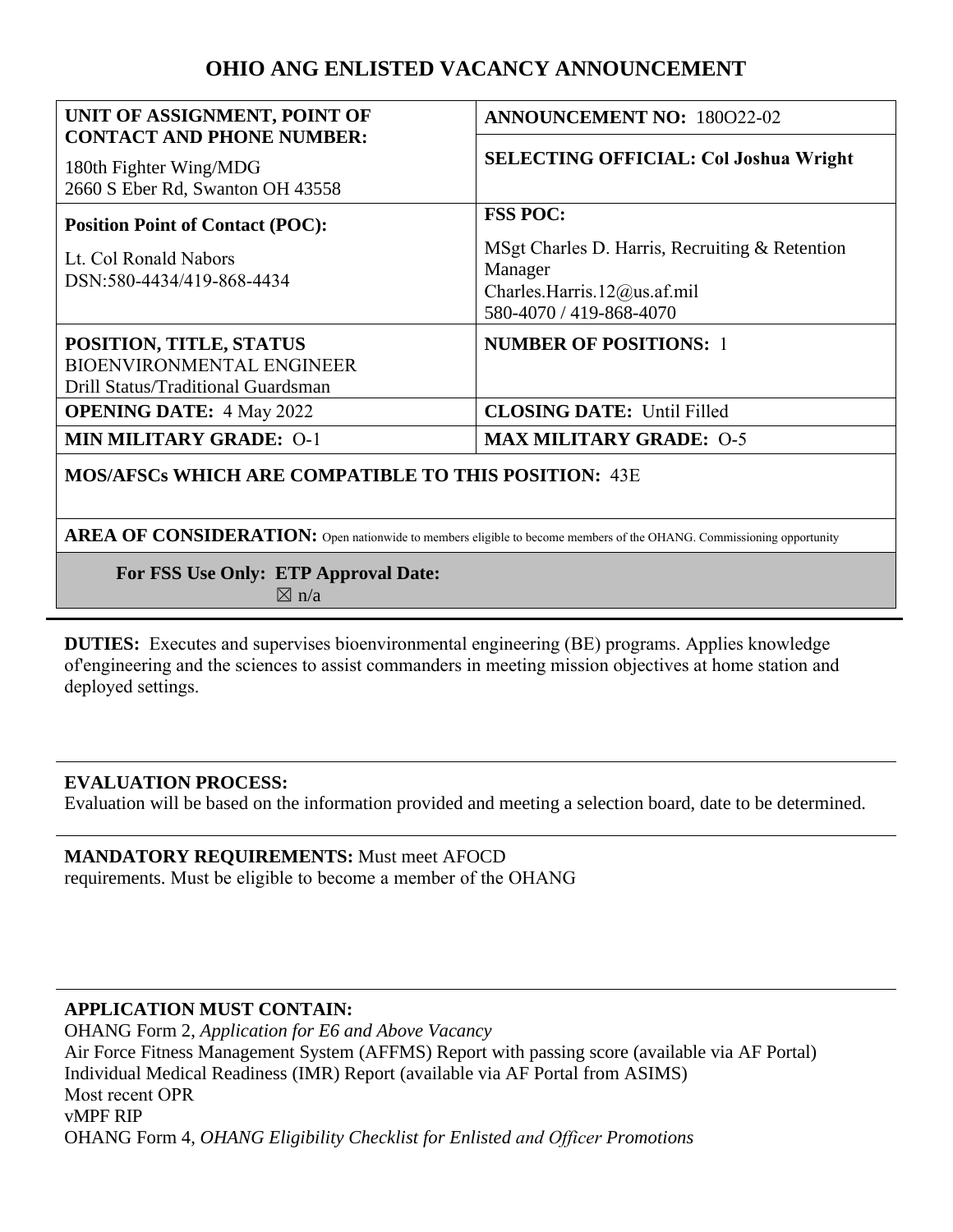# OHIO ANG ENLISTED VACANCY ANNOUNCEMENT

| **UNIT OF ASSIGNMENT, POINT OF CONTACT AND PHONE NUMBER:**<br>180th Fighter Wing/MDG<br>2660 S Eber Rd, Swanton OH 43558 | **ANNOUNCEMENT NO:** 180O22-02<br>**SELECTING OFFICIAL: Col Joshua Wright** |
|---|---|
| **Position Point of Contact (POC):**<br>Lt. Col Ronald Nabors<br>DSN:580-4434/419-868-4434 | **FSS POC:**<br>MSgt Charles D. Harris, Recruiting & Retention Manager<br>Charles.Harris.12@us.af.mil<br>580-4070 / 419-868-4070 |
| **POSITION, TITLE, STATUS**<br>BIOENVIRONMENTAL ENGINEER<br>Drill Status/Traditional Guardsman | **NUMBER OF POSITIONS:** 1 |
| **OPENING DATE:** 4 May 2022 | **CLOSING DATE:** Until Filled |
| **MIN MILITARY GRADE:** O-1 | **MAX MILITARY GRADE:** O-5 |
| **MOS/AFSCs WHICH ARE COMPATIBLE TO THIS POSITION:** 43E | |
| **AREA OF CONSIDERATION:** Open nationwide to members eligible to become members of the OHANG. Commissioning opportunity | |
| **For FSS Use Only: ETP Approval Date:**<br>☒ n/a | |

**DUTIES:** Executes and supervises bioenvironmental engineering (BE) programs. Applies knowledge of'engineering and the sciences to assist commanders in meeting mission objectives at home station and deployed settings.

**EVALUATION PROCESS:**
Evaluation will be based on the information provided and meeting a selection board, date to be determined.

**MANDATORY REQUIREMENTS:** Must meet AFOCD requirements. Must be eligible to become a member of the OHANG

**APPLICATION MUST CONTAIN:**
OHANG Form 2, *Application for E6 and Above Vacancy*
Air Force Fitness Management System (AFFMS) Report with passing score (available via AF Portal)
Individual Medical Readiness (IMR) Report (available via AF Portal from ASIMS)
Most recent OPR
vMPF RIP
OHANG Form 4, *OHANG Eligibility Checklist for Enlisted and Officer Promotions*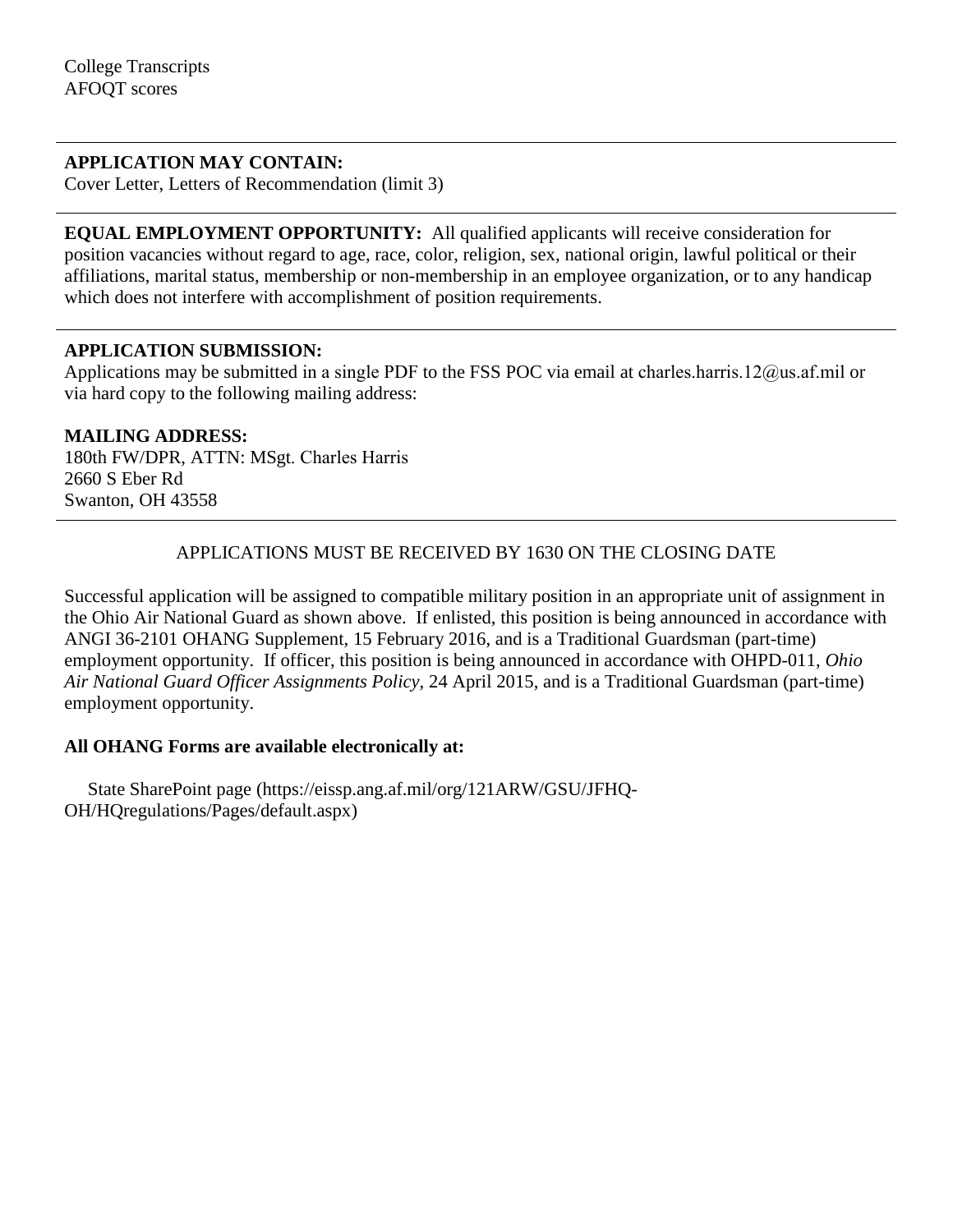College Transcripts
AFOQT scores

---

**APPLICATION MAY CONTAIN:**
Cover Letter, Letters of Recommendation (limit 3)

---

**EQUAL EMPLOYMENT OPPORTUNITY:** All qualified applicants will receive consideration for position vacancies without regard to age, race, color, religion, sex, national origin, lawful political or their affiliations, marital status, membership or non-membership in an employee organization, or to any handicap which does not interfere with accomplishment of position requirements.

---

**APPLICATION SUBMISSION:**
Applications may be submitted in a single PDF to the FSS POC via email at charles.harris.12@us.af.mil or via hard copy to the following mailing address:

**MAILING ADDRESS:**
180th FW/DPR, ATTN: MSgt. Charles Harris
2660 S Eber Rd
Swanton, OH 43558

---

APPLICATIONS MUST BE RECEIVED BY 1630 ON THE CLOSING DATE

Successful application will be assigned to compatible military position in an appropriate unit of assignment in the Ohio Air National Guard as shown above. If enlisted, this position is being announced in accordance with ANGI 36-2101 OHANG Supplement, 15 February 2016, and is a Traditional Guardsman (part-time) employment opportunity. If officer, this position is being announced in accordance with OHPD-011, *Ohio Air National Guard Officer Assignments Policy*, 24 April 2015, and is a Traditional Guardsman (part-time) employment opportunity.

**All OHANG Forms are available electronically at:**

State SharePoint page (https://eissp.ang.af.mil/org/121ARW/GSU/JFHQ-OH/HQregulations/Pages/default.aspx)